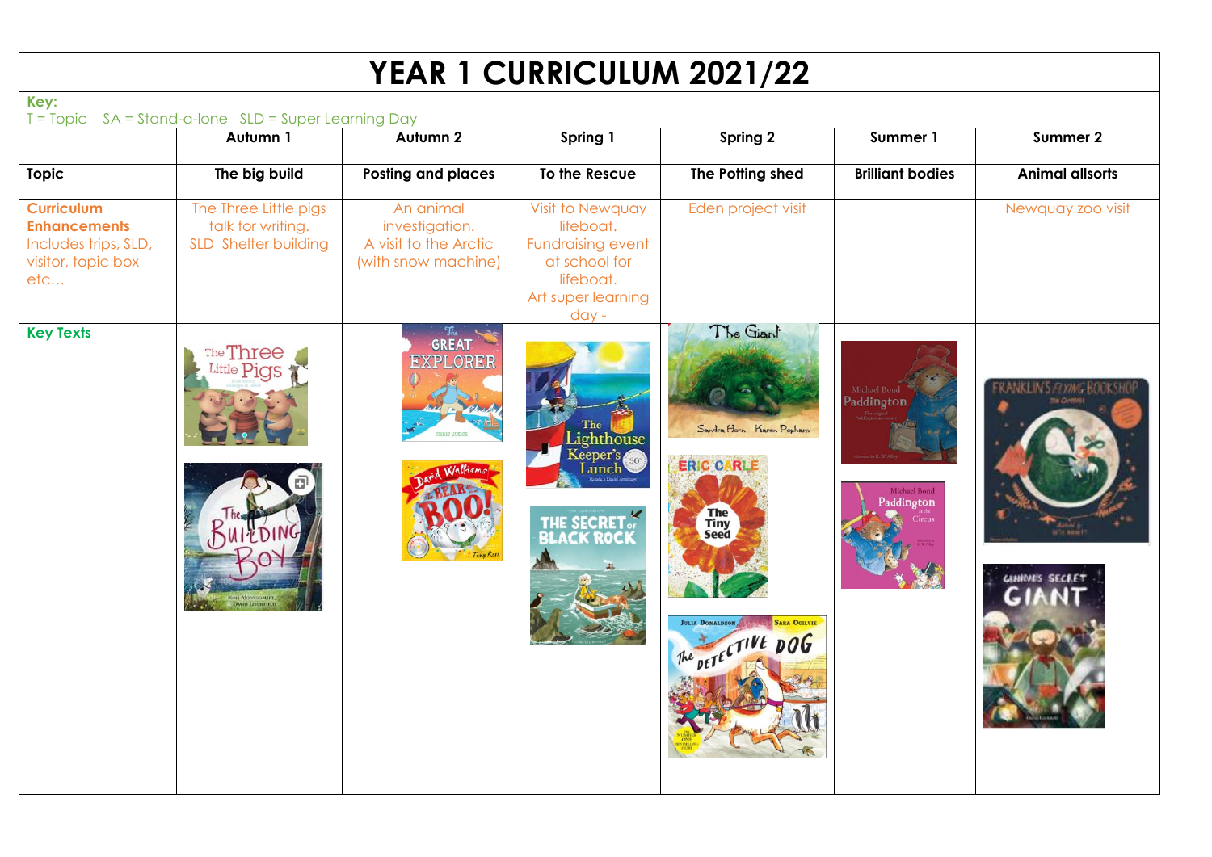# YEAR 1 CURRICULUM 2021/22

**Key:**
T = Topic SA = Stand-a-lone SLD = Super Learning Day

| | Autumn 1 | Autumn 2 | Spring 1 | Spring 2 | Summer 1 | Summer 2 |
|---|---|---|---|---|---|---|
| **Topic** | **The big build** | **Posting and places** | **To the Rescue** | **The Potting shed** | **Brilliant bodies** | **Animal allsorts** |
| **Curriculum Enhancements** Includes trips, SLD, visitor, topic box etc… | The Three Little pigs talk for writing. SLD Shelter building | An animal investigation. A visit to the Arctic (with snow machine) | Visit to Newquay lifeboat. Fundraising event at school for lifeboat. Art super learning day - | Eden project visit | | Newquay zoo visit |
| **Key Texts** | The Three Little Pigs; The Building Boy | The Great Explorer; The Bear Who Went Boo! | The Lighthouse Keeper's Lunch; The Secret of Black Rock | The Giant; The Tiny Seed; The Detective Dog | Paddington; Paddington at the Circus | Franklin's Flying Bookshop; Gordon's Secret Giant |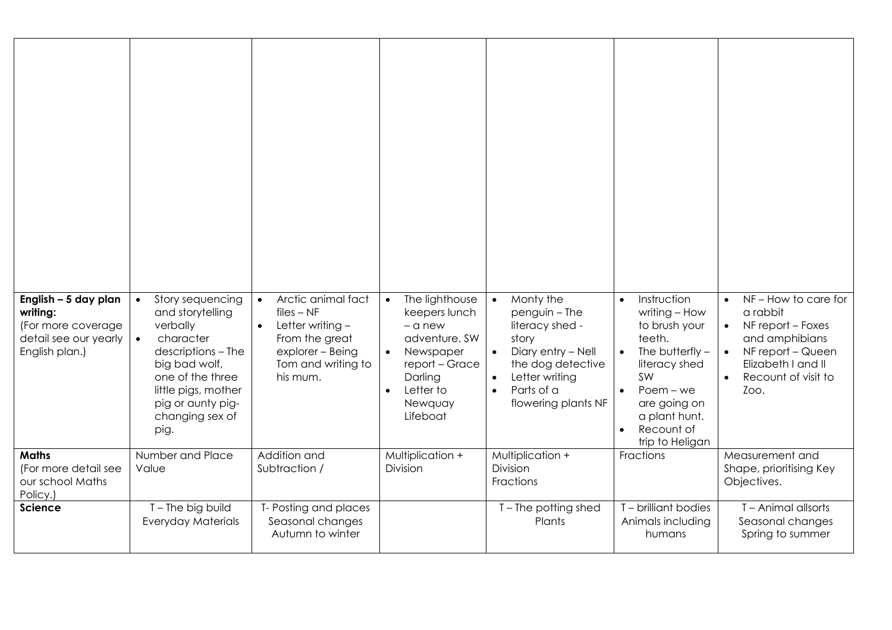| | | | | | | |
|---|---|---|---|---|---|---|
| | | | | | | |
| **English – 5 day plan writing:** (For more coverage detail see our yearly English plan.) | • Story sequencing and storytelling verbally<br>• character descriptions – The big bad wolf, one of the three little pigs, mother pig or aunty pig- changing sex of pig. | • Arctic animal fact files – NF<br>• Letter writing – From the great explorer – Being Tom and writing to his mum. | • The lighthouse keepers lunch – a new adventure. SW<br>• Newspaper report – Grace Darling<br>• Letter to Newquay Lifeboat | • Monty the penguin – The literacy shed - story<br>• Diary entry – Nell the dog detective<br>• Letter writing<br>• Parts of a flowering plants NF | • Instruction writing – How to brush your teeth.<br>• The butterfly – literacy shed SW<br>• Poem – we are going on a plant hunt.<br>• Recount of trip to Heligan | • NF – How to care for a rabbit<br>• NF report – Foxes and amphibians<br>• NF report – Queen Elizabeth I and II<br>• Recount of visit to Zoo. |
| **Maths** (For more detail see our school Maths Policy.) | Number and Place Value | Addition and Subtraction / | Multiplication + Division | Multiplication + Division<br>Fractions | Fractions | Measurement and Shape, prioritising Key Objectives. |
| **Science** | T – The big build<br>Everyday Materials | T- Posting and places<br>Seasonal changes<br>Autumn to winter | | T – The potting shed<br>Plants | T – brilliant bodies<br>Animals including humans | T – Animal allsorts<br>Seasonal changes<br>Spring to summer |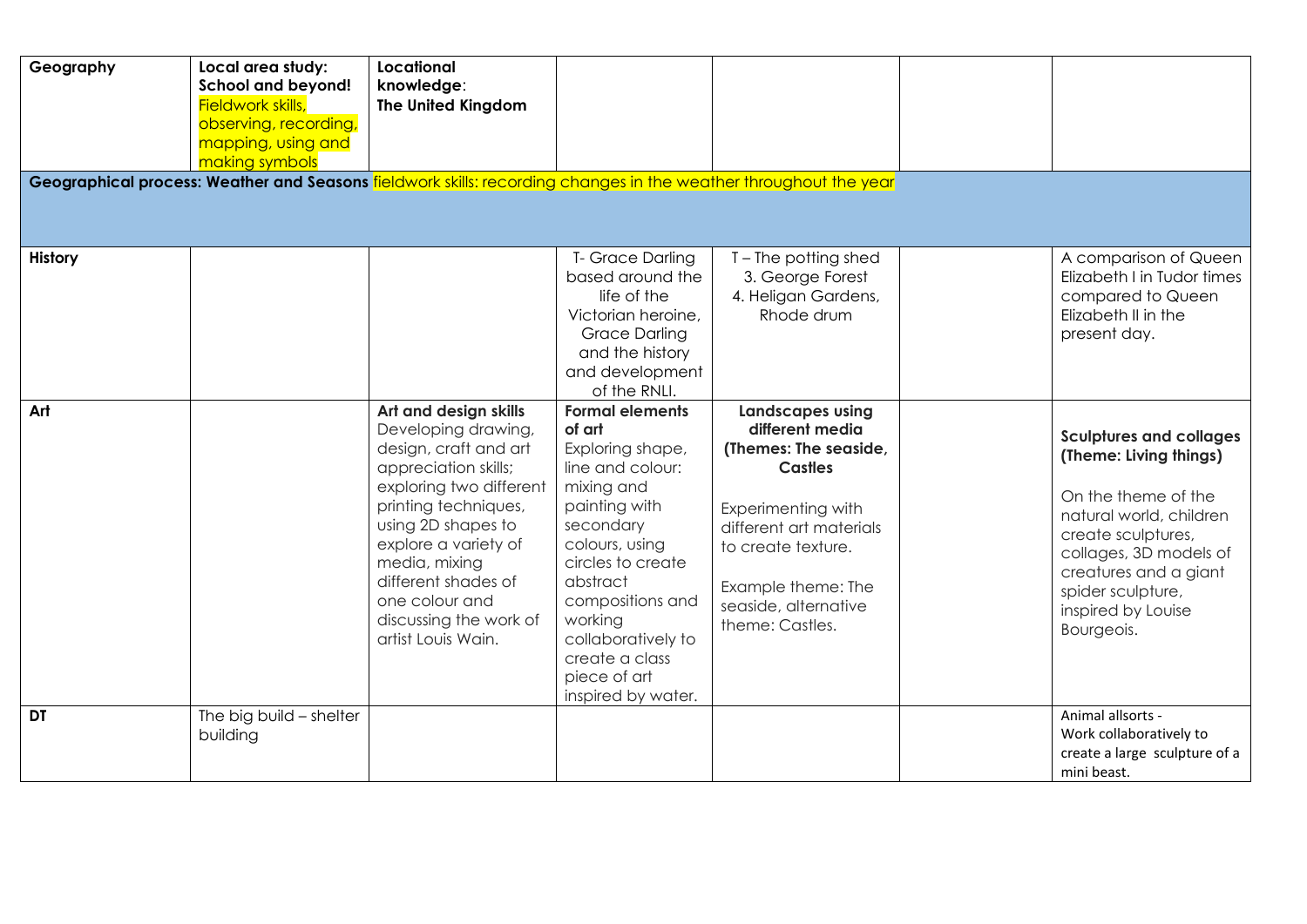| Geography | **Local area study: School and beyond!** Fieldwork skills, observing, recording, mapping, using and making symbols | **Locational knowledge**: **The United Kingdom** | | | | |
|---|---|---|---|---|---|---|
| **Geographical process: Weather and Seasons** fieldwork skills: recording changes in the weather throughout the year | | | | | | |
| **History** | | | T- Grace Darling based around the life of the Victorian heroine, Grace Darling and the history and development of the RNLI. | T – The potting shed 3. George Forest 4. Heligan Gardens, Rhode drum | | A comparison of Queen Elizabeth I in Tudor times compared to Queen Elizabeth II in the present day. |
| **Art** | | **Art and design skills** Developing drawing, design, craft and art appreciation skills; exploring two different printing techniques, using 2D shapes to explore a variety of media, mixing different shades of one colour and discussing the work of artist Louis Wain. | **Formal elements of art** Exploring shape, line and colour: mixing and painting with secondary colours, using circles to create abstract compositions and working collaboratively to create a class piece of art inspired by water. | **Landscapes using different media (Themes: The seaside, Castles** Experimenting with different art materials to create texture. Example theme: The seaside, alternative theme: Castles. | | **Sculptures and collages (Theme: Living things)** On the theme of the natural world, children create sculptures, collages, 3D models of creatures and a giant spider sculpture, inspired by Louise Bourgeois. |
| **DT** | The big build – shelter building | | | | | Animal allsorts - Work collaboratively to create a large sculpture of a mini beast. |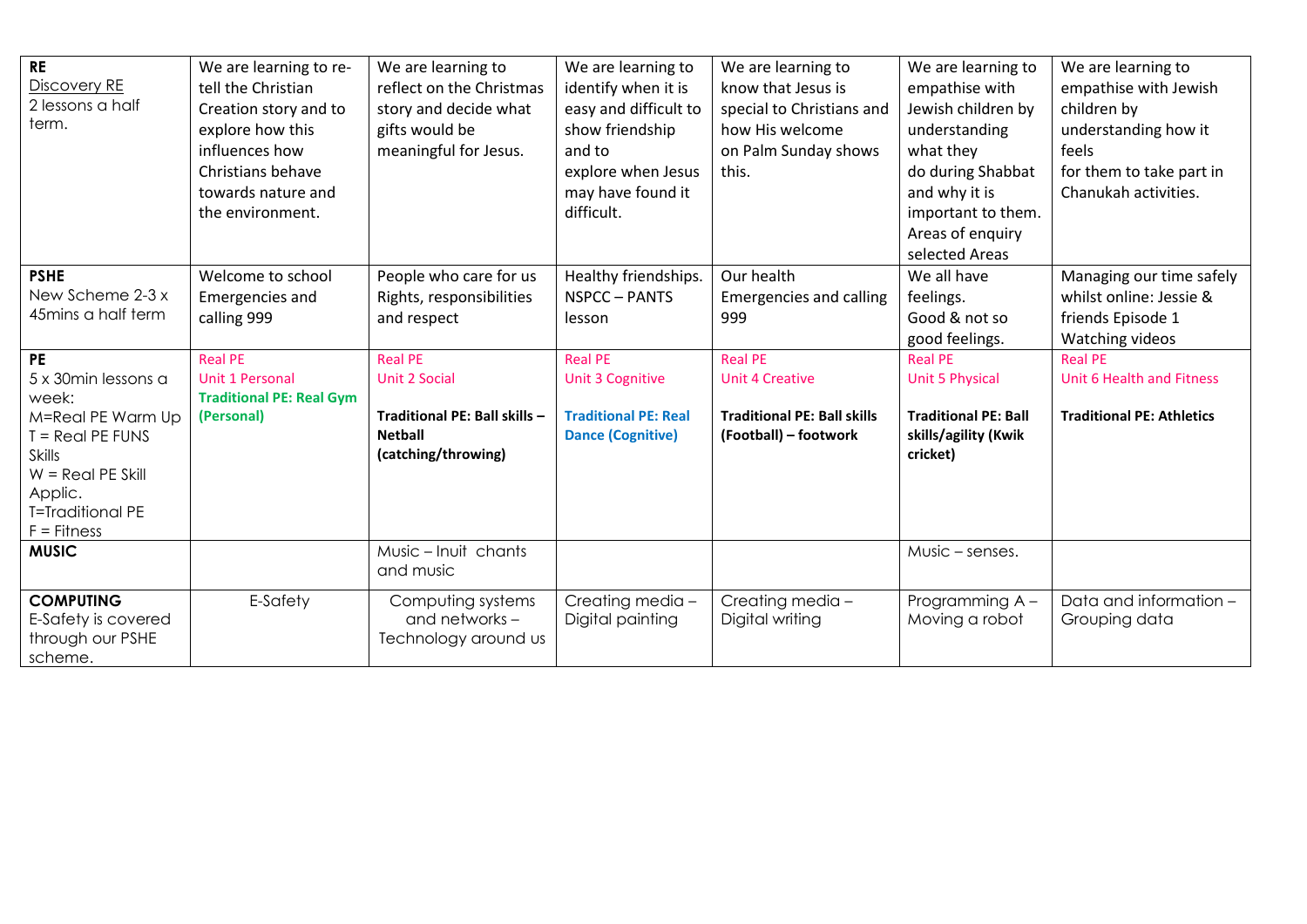| **RE** Discovery RE 2 lessons a half term. | We are learning to re-tell the Christian Creation story and to explore how this influences how Christians behave towards nature and the environment. | We are learning to reflect on the Christmas story and decide what gifts would be meaningful for Jesus. | We are learning to identify when it is easy and difficult to show friendship and to explore when Jesus may have found it difficult. | We are learning to know that Jesus is special to Christians and how His welcome on Palm Sunday shows this. | We are learning to empathise with Jewish children by understanding what they do during Shabbat and why it is important to them. Areas of enquiry selected Areas | We are learning to empathise with Jewish children by understanding how it feels for them to take part in Chanukah activities. |
|---|---|---|---|---|---|---|
| **PSHE** New Scheme 2-3 x 45mins a half term | Welcome to school Emergencies and calling 999 | People who care for us Rights, responsibilities and respect | Healthy friendships. NSPCC – PANTS lesson | Our health Emergencies and calling 999 | We all have feelings. Good & not so good feelings. | Managing our time safely whilst online: Jessie & friends Episode 1 Watching videos |
| **PE** 5 x 30min lessons a week: M=Real PE Warm Up T = Real PE FUNS Skills W = Real PE Skill Applic. T=Traditional PE F = Fitness | Real PE Unit 1 Personal **Traditional PE: Real Gym (Personal)** | Real PE Unit 2 Social **Traditional PE: Ball skills – Netball (catching/throwing)** | Real PE Unit 3 Cognitive **Traditional PE: Real Dance (Cognitive)** | Real PE Unit 4 Creative **Traditional PE: Ball skills (Football) – footwork** | Real PE Unit 5 Physical **Traditional PE: Ball skills/agility (Kwik cricket)** | Real PE Unit 6 Health and Fitness **Traditional PE: Athletics** |
| **MUSIC** | | Music – Inuit chants and music | | | Music – senses. | |
| **COMPUTING** E-Safety is covered through our PSHE scheme. | E-Safety | Computing systems and networks – Technology around us | Creating media – Digital painting | Creating media – Digital writing | Programming A – Moving a robot | Data and information – Grouping data |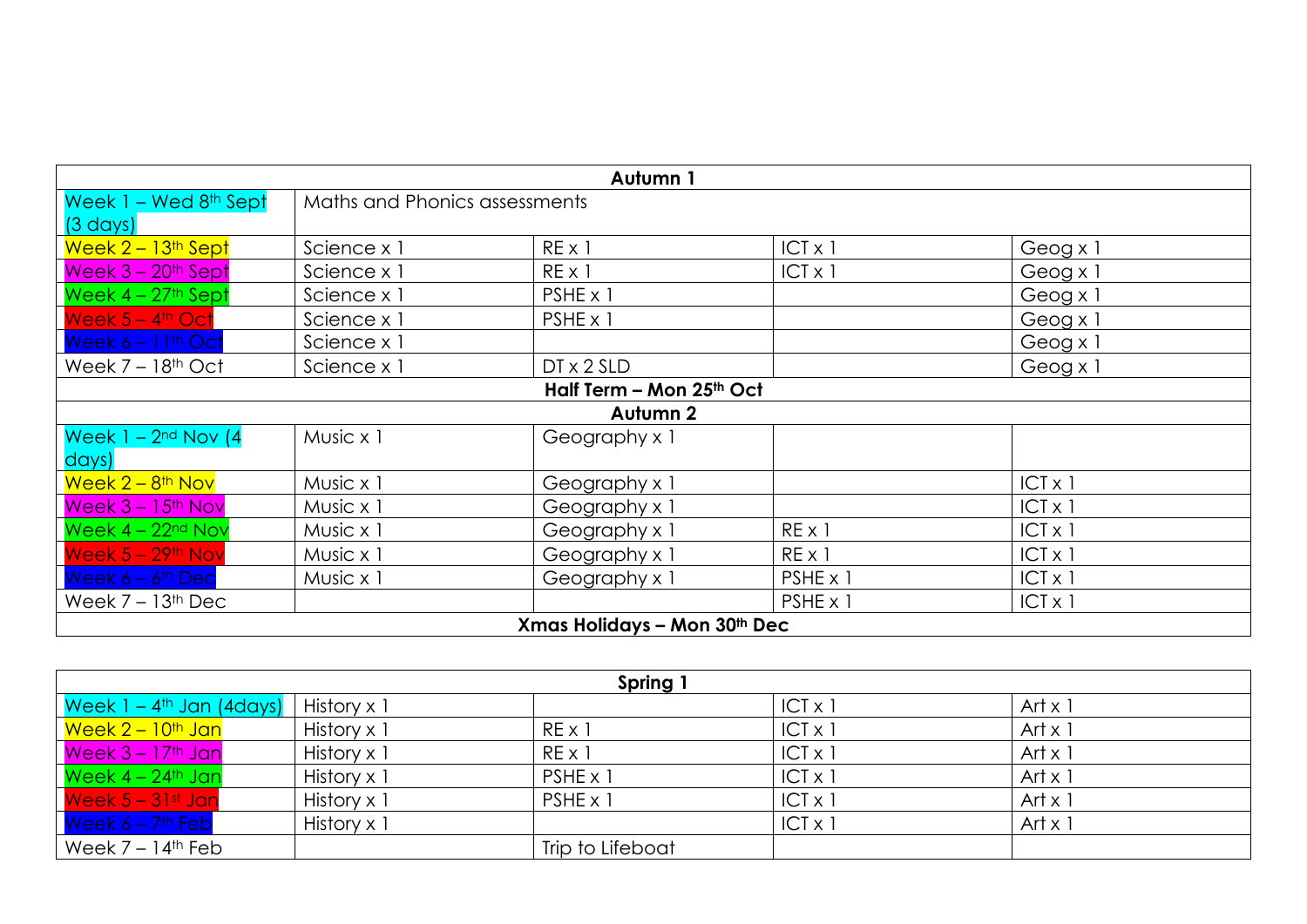| Autumn 1 | | | | |
|---|---|---|---|---|
| Week 1 – Wed 8th Sept (3 days) | Maths and Phonics assessments | | | |
| Week 2 – 13th Sept | Science x 1 | RE x 1 | ICT x 1 | Geog x 1 |
| Week 3 – 20th Sept | Science x 1 | RE x 1 | ICT x 1 | Geog x 1 |
| Week 4 – 27th Sept | Science x 1 | PSHE x 1 | | Geog x 1 |
| Week 5 – 4th Oct | Science x 1 | PSHE x 1 | | Geog x 1 |
| Week 6 – 11th Oct | Science x 1 | | | Geog x 1 |
| Week 7 – 18th Oct | Science x 1 | DT x 2 SLD | | Geog x 1 |
| **Half Term – Mon 25th Oct** | | | | |
| **Autumn 2** | | | | |
| Week 1 – 2nd Nov (4 days) | Music x 1 | Geography x 1 | | |
| Week 2 – 8th Nov | Music x 1 | Geography x 1 | | ICT x 1 |
| Week 3 – 15th Nov | Music x 1 | Geography x 1 | | ICT x 1 |
| Week 4 – 22nd Nov | Music x 1 | Geography x 1 | RE x 1 | ICT x 1 |
| Week 5 – 29th Nov | Music x 1 | Geography x 1 | RE x 1 | ICT x 1 |
| Week 6 – 6th Dec | Music x 1 | Geography x 1 | PSHE x 1 | ICT x 1 |
| Week 7 – 13th Dec | | | PSHE x 1 | ICT x 1 |
| **Xmas Holidays – Mon 30th Dec** | | | | |

| Spring 1 | | | | |
|---|---|---|---|---|
| Week 1 – 4th Jan (4days) | History x 1 | | ICT x 1 | Art x 1 |
| Week 2 – 10th Jan | History x 1 | RE x 1 | ICT x 1 | Art x 1 |
| Week 3 – 17th Jan | History x 1 | RE x 1 | ICT x 1 | Art x 1 |
| Week 4 – 24th Jan | History x 1 | PSHE x 1 | ICT x 1 | Art x 1 |
| Week 5 – 31st Jan | History x 1 | PSHE x 1 | ICT x 1 | Art x 1 |
| Week 6 – 7th Feb | History x 1 | | ICT x 1 | Art x 1 |
| Week 7 – 14th Feb | | Trip to Lifeboat | | |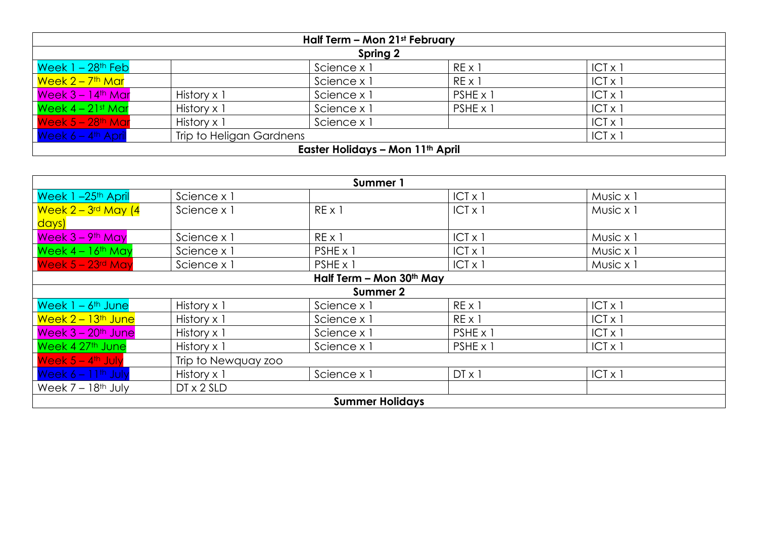| Half Term – Mon 21st February | | | | |
|---|---|---|---|---|
| **Spring 2** | | | | |
| Week 1 – 28th Feb | | Science x 1 | RE x 1 | ICT x 1 |
| Week 2 – 7th Mar | | Science x 1 | RE x 1 | ICT x 1 |
| Week 3 – 14th Mar | History x 1 | Science x 1 | PSHE x 1 | ICT x 1 |
| Week 4 – 21st Mar | History x 1 | Science x 1 | PSHE x 1 | ICT x 1 |
| Week 5 – 28th Mar | History x 1 | Science x 1 | | ICT x 1 |
| Week 6 – 4th April | Trip to Heligan Gardnens | | | ICT x 1 |
| **Easter Holidays – Mon 11th April** | | | | |

| Summer 1 | | | | |
|---|---|---|---|---|
| Week 1 –25th April | Science x 1 | | ICT x 1 | Music x 1 |
| Week 2 – 3rd May (4 days) | Science x 1 | RE x 1 | ICT x 1 | Music x 1 |
| Week 3 – 9th May | Science x 1 | RE x 1 | ICT x 1 | Music x 1 |
| Week 4 – 16th May | Science x 1 | PSHE x 1 | ICT x 1 | Music x 1 |
| Week 5 – 23rd May | Science x 1 | PSHE x 1 | ICT x 1 | Music x 1 |
| **Half Term – Mon 30th May** | | | | |
| **Summer 2** | | | | |
| Week 1 – 6th June | History x 1 | Science x 1 | RE x 1 | ICT x 1 |
| Week 2 – 13th June | History x 1 | Science x 1 | RE x 1 | ICT x 1 |
| Week 3 – 20th June | History x 1 | Science x 1 | PSHE x 1 | ICT x 1 |
| Week 4 27th June | History x 1 | Science x 1 | PSHE x 1 | ICT x 1 |
| Week 5 – 4th July | Trip to Newquay zoo | | | |
| Week 6 – 11th July | History x 1 | Science x 1 | DT x 1 | ICT x 1 |
| Week 7 – 18th July | DT x 2 SLD | | | |
| **Summer Holidays** | | | | |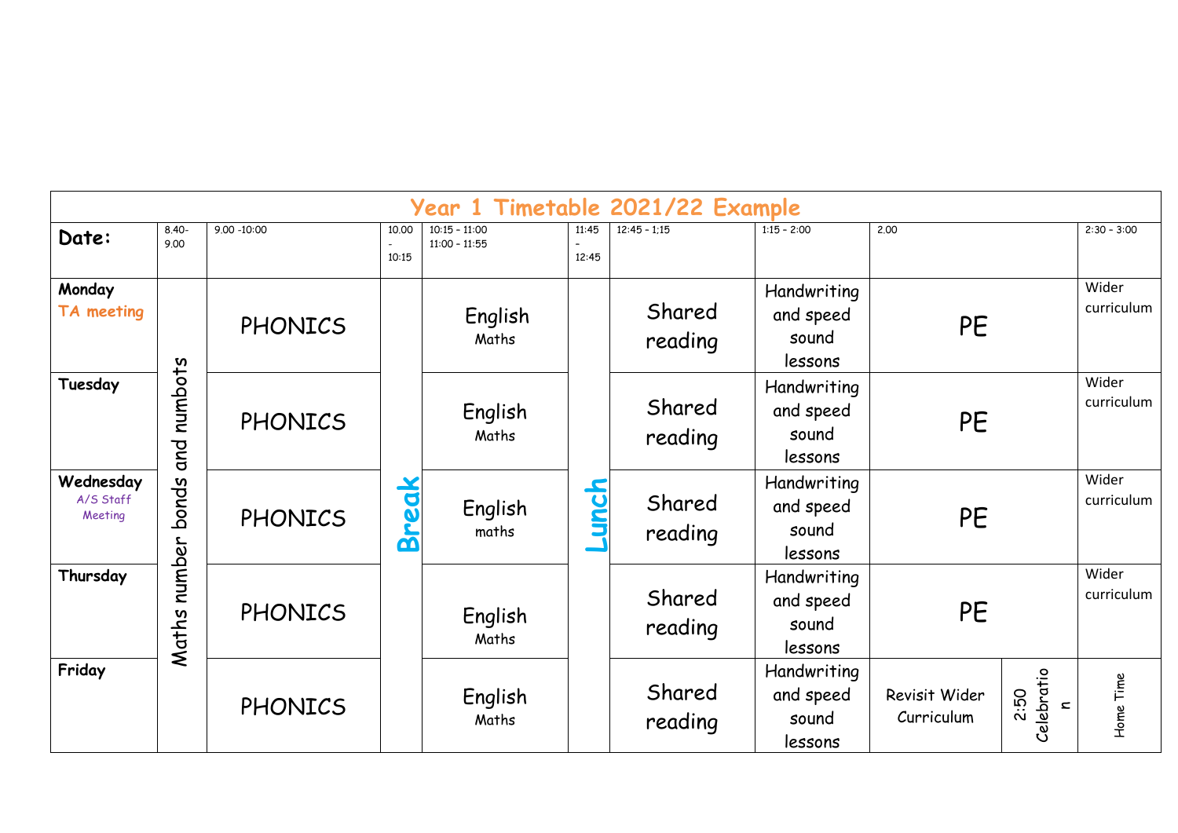# Year 1 Timetable 2021/22 Example

| Date: | 8.40- 9.00 | 9.00 -10:00 | 10.00 - 10:15 | 10:15 - 11:00 11:00 - 11:55 | 11:45 - 12:45 | 12:45 - 1;15 | 1:15 - 2:00 | 2.00 | | 2:30 - 3:00 |
|---|---|---|---|---|---|---|---|---|---|---|
| **Monday** TA meeting | Maths number bonds and numbots | PHONICS | Break | English Maths | Lunch | Shared reading | Handwriting and speed sound lessons | PE | | Wider curriculum |
| **Tuesday** | | PHONICS | | English Maths | | Shared reading | Handwriting and speed sound lessons | PE | | Wider curriculum |
| **Wednesday** A/S Staff Meeting | | PHONICS | | English maths | | Shared reading | Handwriting and speed sound lessons | PE | | Wider curriculum |
| **Thursday** | | PHONICS | | English Maths | | Shared reading | Handwriting and speed sound lessons | PE | | Wider curriculum |
| **Friday** | | PHONICS | | English Maths | | Shared reading | Handwriting and speed sound lessons | Revisit Wider Curriculum | 2:50 Celebration | Home Time |